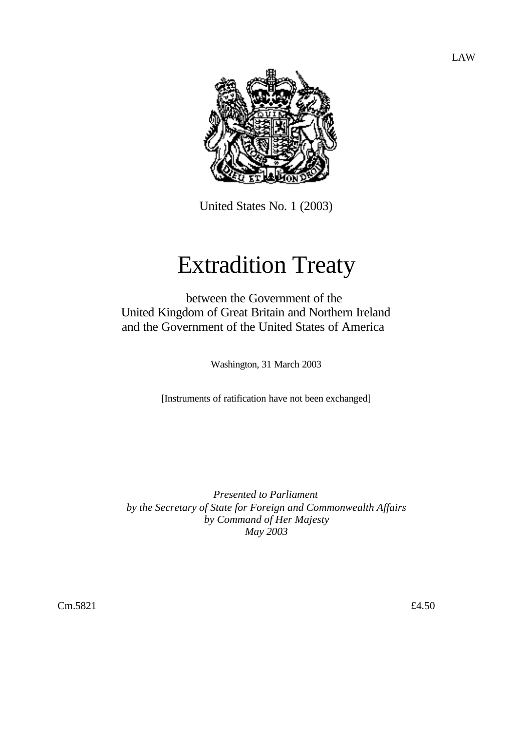LAW

United States No. 1 (2003)

# Extradition Treaty

between the Government of the
United Kingdom of Great Britain and Northern Ireland
and the Government of the United States of America

Washington, 31 March 2003

[Instruments of ratification have not been exchanged]

*Presented to Parliament*
*by the Secretary of State for Foreign and Commonwealth Affairs*
*by Command of Her Majesty*
*May 2003*

Cm.5821 £4.50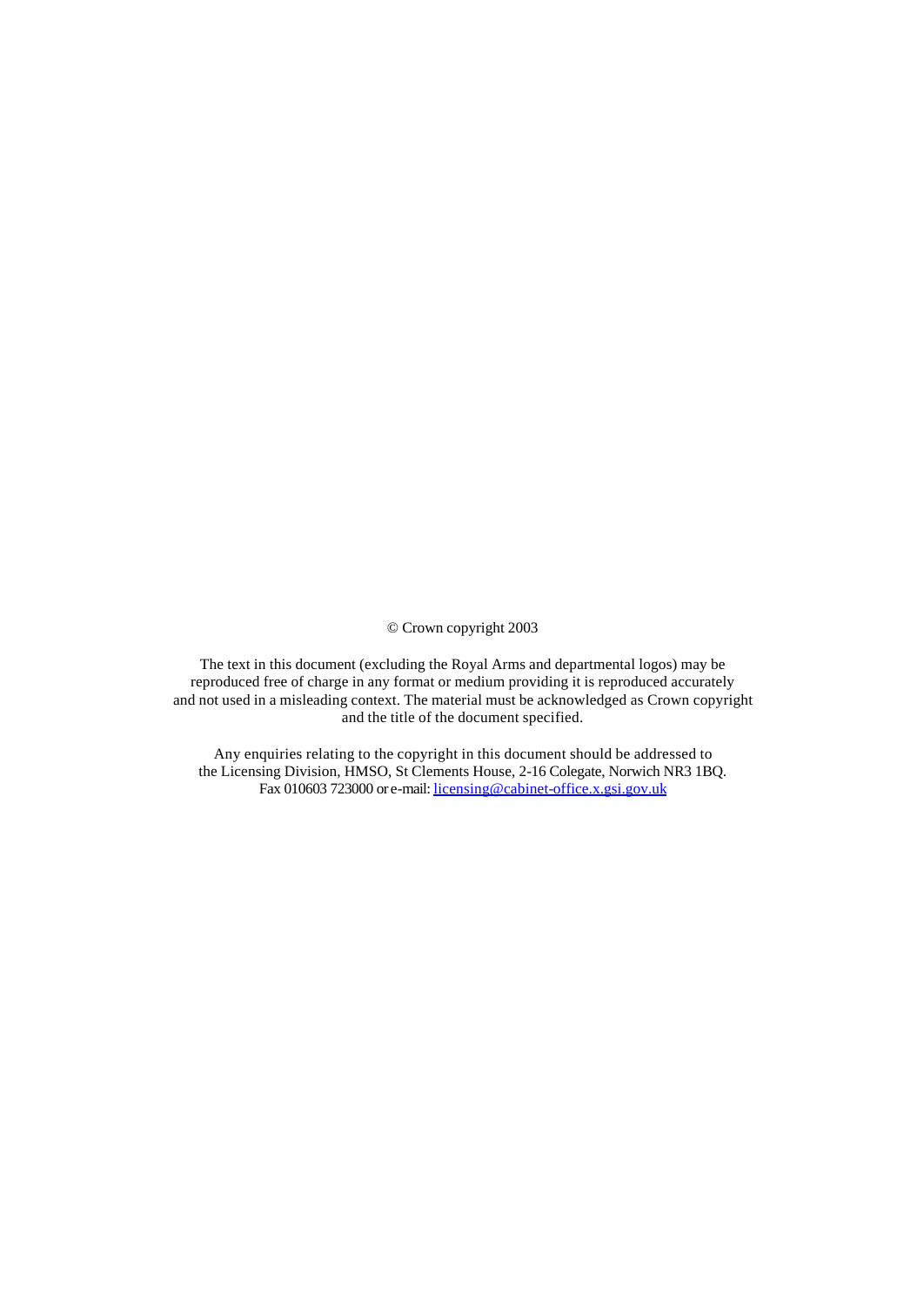© Crown copyright 2003

The text in this document (excluding the Royal Arms and departmental logos) may be reproduced free of charge in any format or medium providing it is reproduced accurately and not used in a misleading context. The material must be acknowledged as Crown copyright and the title of the document specified.

Any enquiries relating to the copyright in this document should be addressed to the Licensing Division, HMSO, St Clements House, 2-16 Colegate, Norwich NR3 1BQ. Fax 010603 723000 or e-mail: licensing@cabinet-office.x.gsi.gov.uk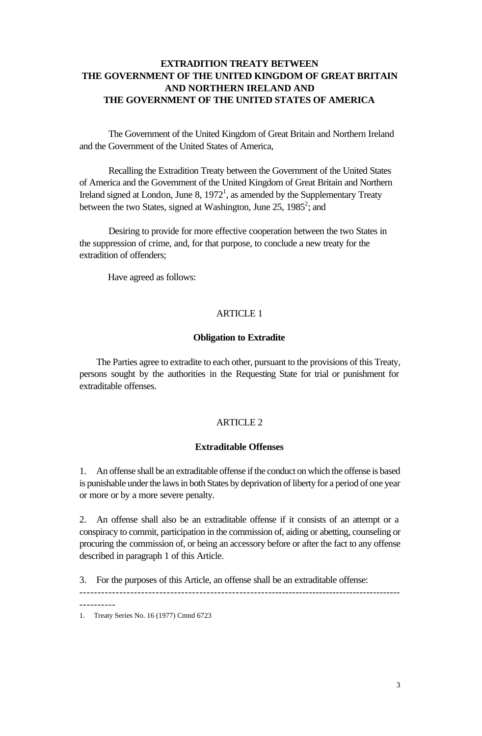# EXTRADITION TREATY BETWEEN THE GOVERNMENT OF THE UNITED KINGDOM OF GREAT BRITAIN AND NORTHERN IRELAND AND THE GOVERNMENT OF THE UNITED STATES OF AMERICA

The Government of the United Kingdom of Great Britain and Northern Ireland and the Government of the United States of America,

Recalling the Extradition Treaty between the Government of the United States of America and the Government of the United Kingdom of Great Britain and Northern Ireland signed at London, June 8, 1972[1], as amended by the Supplementary Treaty between the two States, signed at Washington, June 25, 1985[2]; and

Desiring to provide for more effective cooperation between the two States in the suppression of crime, and, for that purpose, to conclude a new treaty for the extradition of offenders;

Have agreed as follows:

## ARTICLE 1

### Obligation to Extradite

The Parties agree to extradite to each other, pursuant to the provisions of this Treaty, persons sought by the authorities in the Requesting State for trial or punishment for extraditable offenses.

## ARTICLE 2

### Extraditable Offenses

1. An offense shall be an extraditable offense if the conduct on which the offense is based is punishable under the laws in both States by deprivation of liberty for a period of one year or more or by a more severe penalty.

2. An offense shall also be an extraditable offense if it consists of an attempt or a conspiracy to commit, participation in the commission of, aiding or abetting, counseling or procuring the commission of, or being an accessory before or after the fact to any offense described in paragraph 1 of this Article.

3. For the purposes of this Article, an offense shall be an extraditable offense:

---

1. Treaty Series No. 16 (1977) Cmnd 6723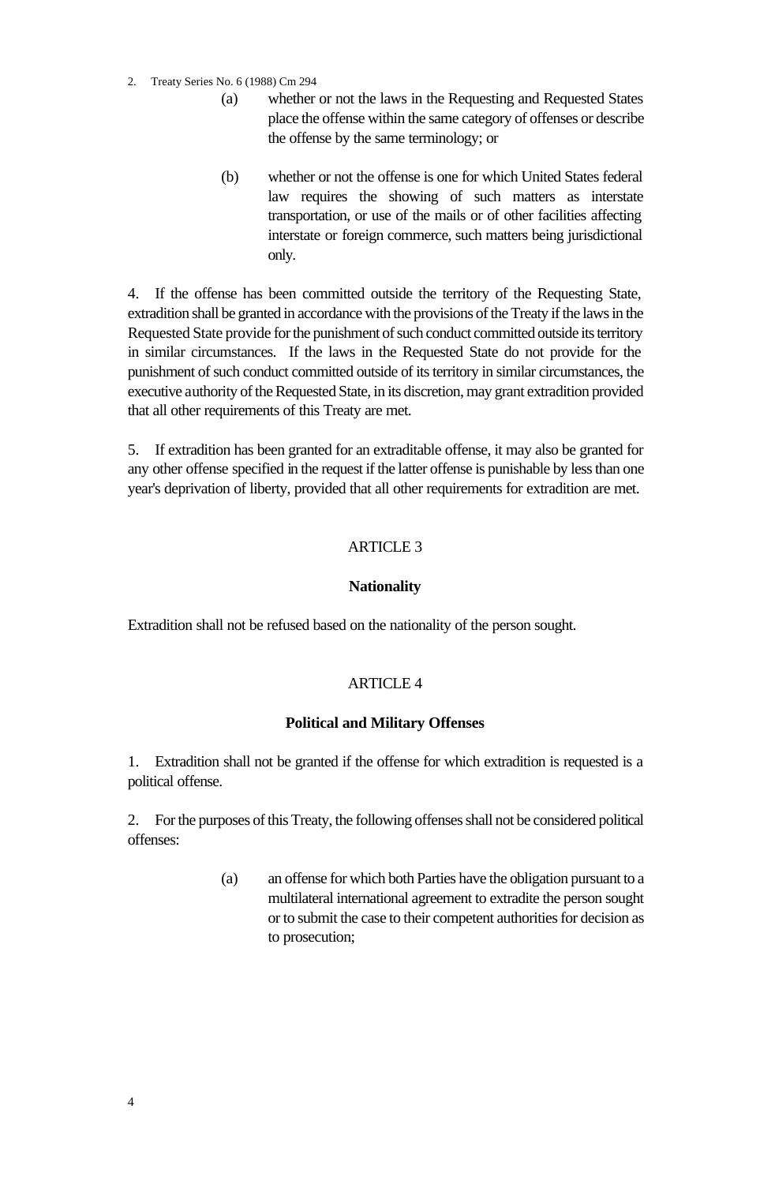2. Treaty Series No. 6 (1988) Cm 294

(a) whether or not the laws in the Requesting and Requested States place the offense within the same category of offenses or describe the offense by the same terminology; or

(b) whether or not the offense is one for which United States federal law requires the showing of such matters as interstate transportation, or use of the mails or of other facilities affecting interstate or foreign commerce, such matters being jurisdictional only.

4. If the offense has been committed outside the territory of the Requesting State, extradition shall be granted in accordance with the provisions of the Treaty if the laws in the Requested State provide for the punishment of such conduct committed outside its territory in similar circumstances. If the laws in the Requested State do not provide for the punishment of such conduct committed outside of its territory in similar circumstances, the executive authority of the Requested State, in its discretion, may grant extradition provided that all other requirements of this Treaty are met.

5. If extradition has been granted for an extraditable offense, it may also be granted for any other offense specified in the request if the latter offense is punishable by less than one year's deprivation of liberty, provided that all other requirements for extradition are met.

ARTICLE 3

**Nationality**

Extradition shall not be refused based on the nationality of the person sought.

ARTICLE 4

**Political and Military Offenses**

1. Extradition shall not be granted if the offense for which extradition is requested is a political offense.

2. For the purposes of this Treaty, the following offenses shall not be considered political offenses:

(a) an offense for which both Parties have the obligation pursuant to a multilateral international agreement to extradite the person sought or to submit the case to their competent authorities for decision as to prosecution;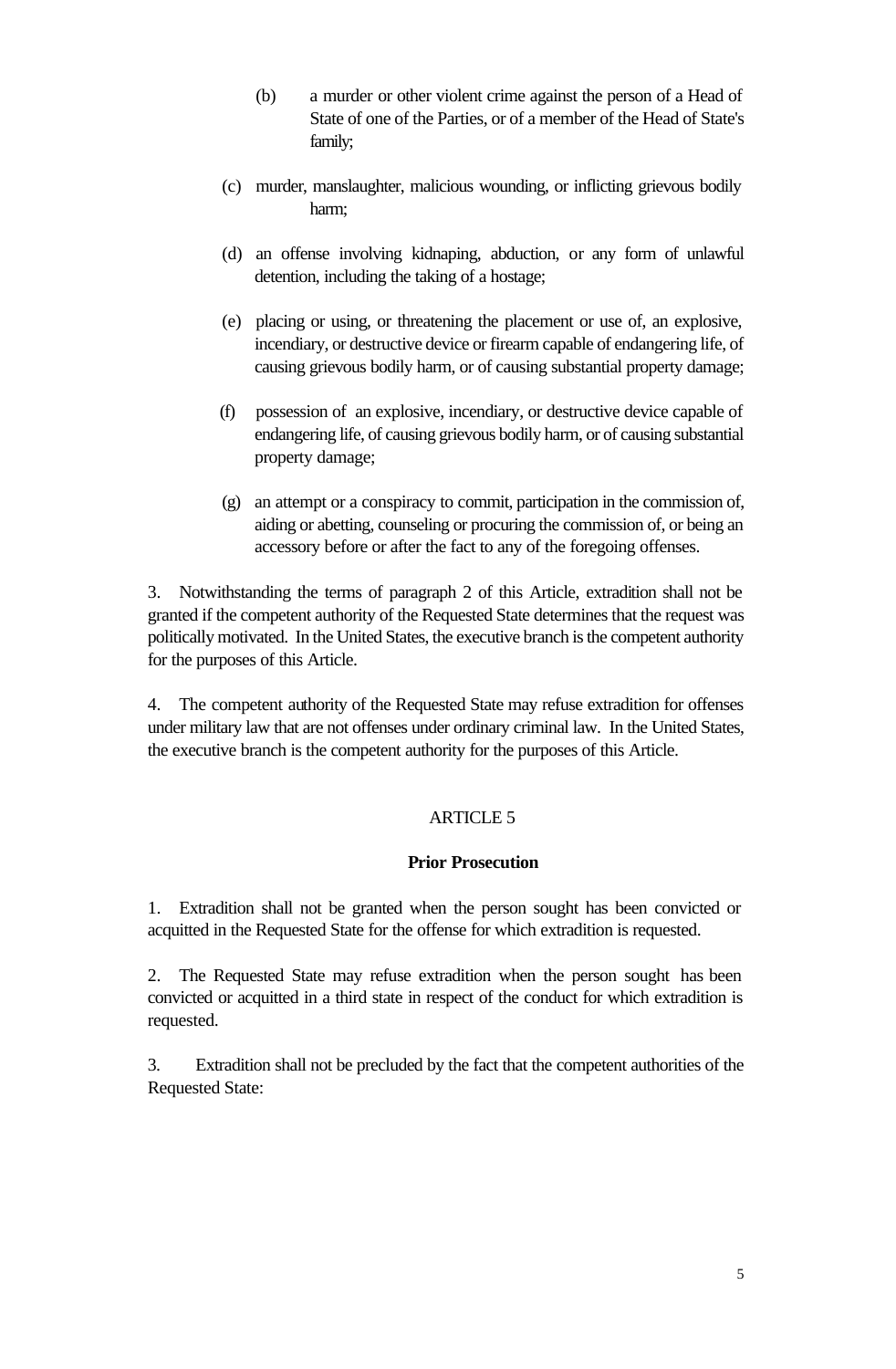(b) a murder or other violent crime against the person of a Head of State of one of the Parties, or of a member of the Head of State's family;

(c) murder, manslaughter, malicious wounding, or inflicting grievous bodily harm;

(d) an offense involving kidnaping, abduction, or any form of unlawful detention, including the taking of a hostage;

(e) placing or using, or threatening the placement or use of, an explosive, incendiary, or destructive device or firearm capable of endangering life, of causing grievous bodily harm, or of causing substantial property damage;

(f) possession of an explosive, incendiary, or destructive device capable of endangering life, of causing grievous bodily harm, or of causing substantial property damage;

(g) an attempt or a conspiracy to commit, participation in the commission of, aiding or abetting, counseling or procuring the commission of, or being an accessory before or after the fact to any of the foregoing offenses.

3. Notwithstanding the terms of paragraph 2 of this Article, extradition shall not be granted if the competent authority of the Requested State determines that the request was politically motivated. In the United States, the executive branch is the competent authority for the purposes of this Article.

4. The competent authority of the Requested State may refuse extradition for offenses under military law that are not offenses under ordinary criminal law. In the United States, the executive branch is the competent authority for the purposes of this Article.

## ARTICLE 5

### Prior Prosecution

1. Extradition shall not be granted when the person sought has been convicted or acquitted in the Requested State for the offense for which extradition is requested.

2. The Requested State may refuse extradition when the person sought has been convicted or acquitted in a third state in respect of the conduct for which extradition is requested.

3. Extradition shall not be precluded by the fact that the competent authorities of the Requested State: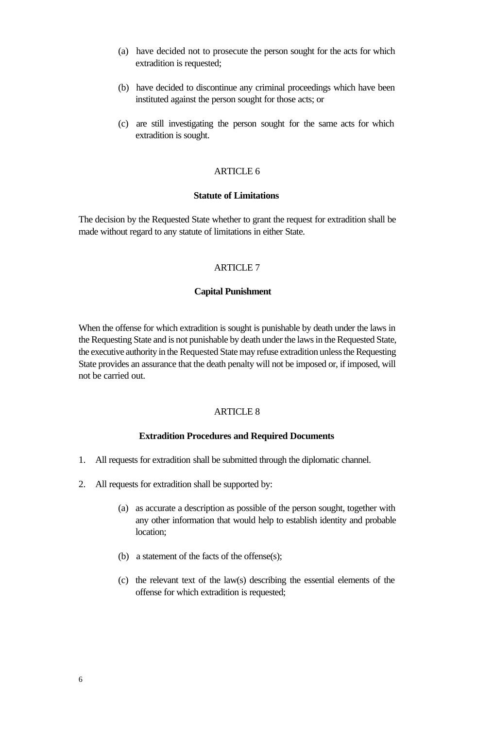(a) have decided not to prosecute the person sought for the acts for which extradition is requested;

(b) have decided to discontinue any criminal proceedings which have been instituted against the person sought for those acts; or

(c) are still investigating the person sought for the same acts for which extradition is sought.

ARTICLE 6

**Statute of Limitations**

The decision by the Requested State whether to grant the request for extradition shall be made without regard to any statute of limitations in either State.

ARTICLE 7

**Capital Punishment**

When the offense for which extradition is sought is punishable by death under the laws in the Requesting State and is not punishable by death under the laws in the Requested State, the executive authority in the Requested State may refuse extradition unless the Requesting State provides an assurance that the death penalty will not be imposed or, if imposed, will not be carried out.

ARTICLE 8

**Extradition Procedures and Required Documents**

1. All requests for extradition shall be submitted through the diplomatic channel.

2. All requests for extradition shall be supported by:

   (a) as accurate a description as possible of the person sought, together with any other information that would help to establish identity and probable location;

   (b) a statement of the facts of the offense(s);

   (c) the relevant text of the law(s) describing the essential elements of the offense for which extradition is requested;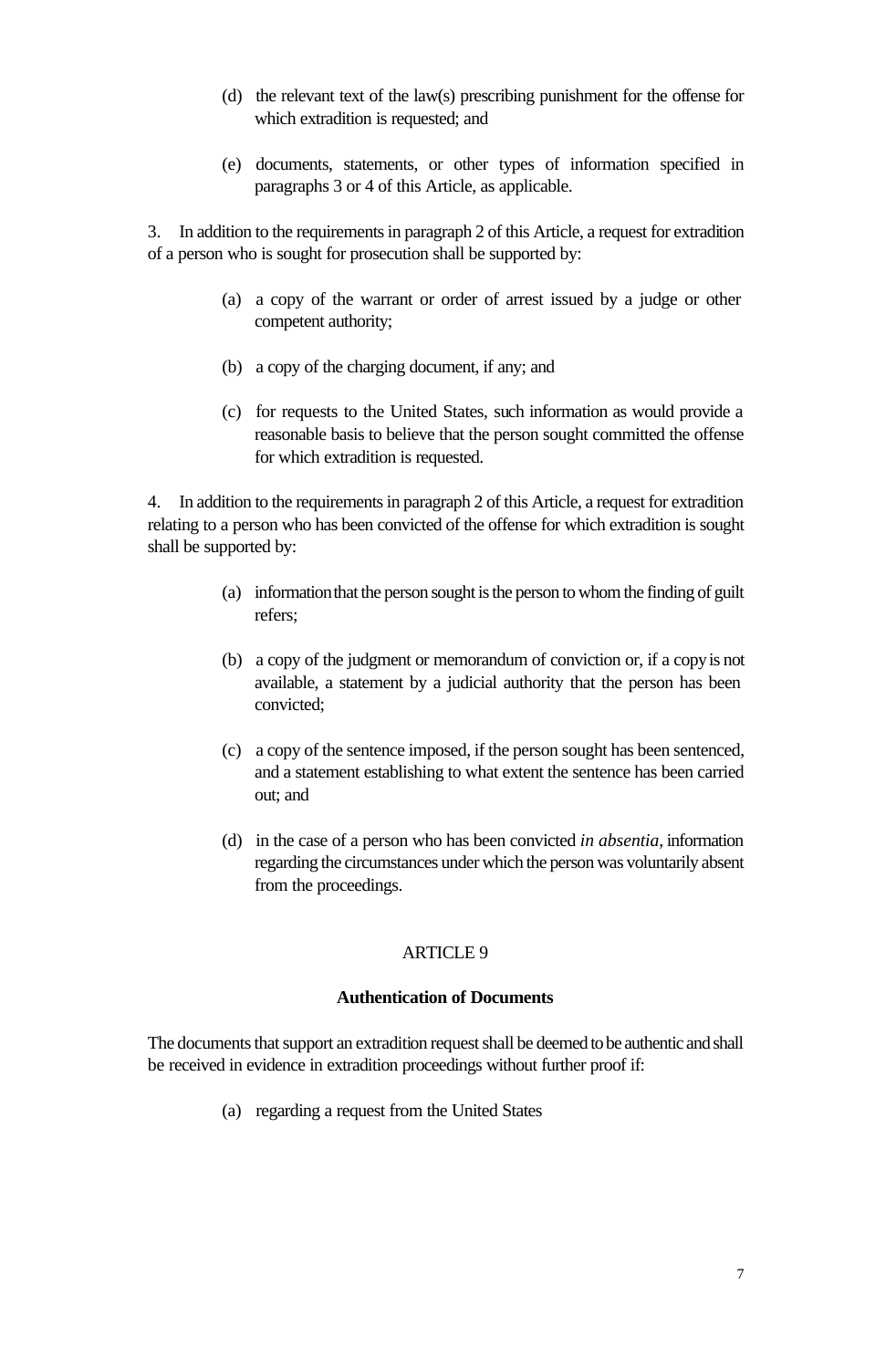(d) the relevant text of the law(s) prescribing punishment for the offense for which extradition is requested; and

(e) documents, statements, or other types of information specified in paragraphs 3 or 4 of this Article, as applicable.

3. In addition to the requirements in paragraph 2 of this Article, a request for extradition of a person who is sought for prosecution shall be supported by:

(a) a copy of the warrant or order of arrest issued by a judge or other competent authority;

(b) a copy of the charging document, if any; and

(c) for requests to the United States, such information as would provide a reasonable basis to believe that the person sought committed the offense for which extradition is requested.

4. In addition to the requirements in paragraph 2 of this Article, a request for extradition relating to a person who has been convicted of the offense for which extradition is sought shall be supported by:

(a) information that the person sought is the person to whom the finding of guilt refers;

(b) a copy of the judgment or memorandum of conviction or, if a copy is not available, a statement by a judicial authority that the person has been convicted;

(c) a copy of the sentence imposed, if the person sought has been sentenced, and a statement establishing to what extent the sentence has been carried out; and

(d) in the case of a person who has been convicted *in absentia*, information regarding the circumstances under which the person was voluntarily absent from the proceedings.

## ARTICLE 9

### Authentication of Documents

The documents that support an extradition request shall be deemed to be authentic and shall be received in evidence in extradition proceedings without further proof if:

(a) regarding a request from the United States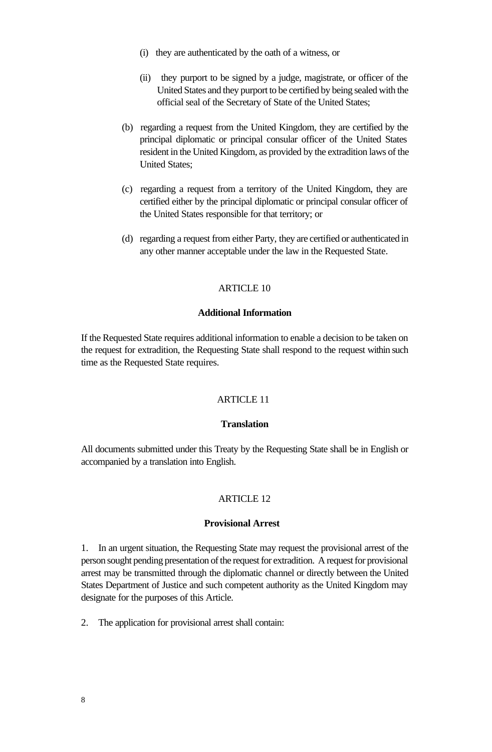(i) they are authenticated by the oath of a witness, or

(ii) they purport to be signed by a judge, magistrate, or officer of the United States and they purport to be certified by being sealed with the official seal of the Secretary of State of the United States;

(b) regarding a request from the United Kingdom, they are certified by the principal diplomatic or principal consular officer of the United States resident in the United Kingdom, as provided by the extradition laws of the United States;

(c) regarding a request from a territory of the United Kingdom, they are certified either by the principal diplomatic or principal consular officer of the United States responsible for that territory; or

(d) regarding a request from either Party, they are certified or authenticated in any other manner acceptable under the law in the Requested State.

ARTICLE 10

**Additional Information**

If the Requested State requires additional information to enable a decision to be taken on the request for extradition, the Requesting State shall respond to the request within such time as the Requested State requires.

ARTICLE 11

**Translation**

All documents submitted under this Treaty by the Requesting State shall be in English or accompanied by a translation into English.

ARTICLE 12

**Provisional Arrest**

1. In an urgent situation, the Requesting State may request the provisional arrest of the person sought pending presentation of the request for extradition. A request for provisional arrest may be transmitted through the diplomatic channel or directly between the United States Department of Justice and such competent authority as the United Kingdom may designate for the purposes of this Article.

2. The application for provisional arrest shall contain: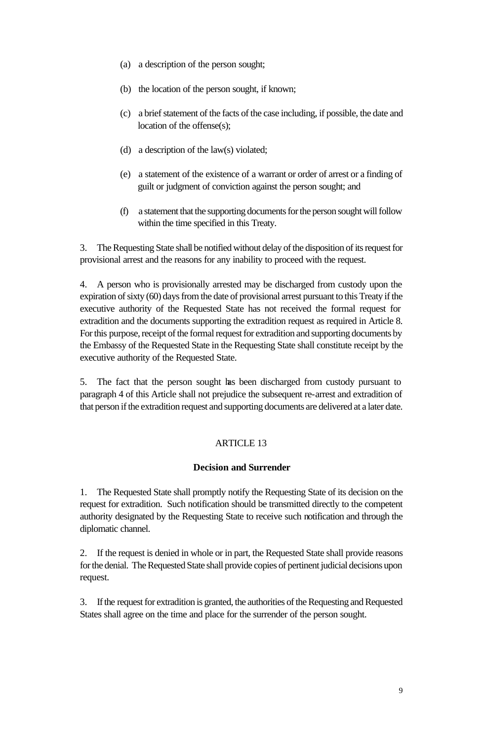(a) a description of the person sought;

(b) the location of the person sought, if known;

(c) a brief statement of the facts of the case including, if possible, the date and location of the offense(s);

(d) a description of the law(s) violated;

(e) a statement of the existence of a warrant or order of arrest or a finding of guilt or judgment of conviction against the person sought; and

(f) a statement that the supporting documents for the person sought will follow within the time specified in this Treaty.

3. The Requesting State shall be notified without delay of the disposition of its request for provisional arrest and the reasons for any inability to proceed with the request.

4. A person who is provisionally arrested may be discharged from custody upon the expiration of sixty (60) days from the date of provisional arrest pursuant to this Treaty if the executive authority of the Requested State has not received the formal request for extradition and the documents supporting the extradition request as required in Article 8. For this purpose, receipt of the formal request for extradition and supporting documents by the Embassy of the Requested State in the Requesting State shall constitute receipt by the executive authority of the Requested State.

5. The fact that the person sought has been discharged from custody pursuant to paragraph 4 of this Article shall not prejudice the subsequent re-arrest and extradition of that person if the extradition request and supporting documents are delivered at a later date.

ARTICLE 13

**Decision and Surrender**

1. The Requested State shall promptly notify the Requesting State of its decision on the request for extradition. Such notification should be transmitted directly to the competent authority designated by the Requesting State to receive such notification and through the diplomatic channel.

2. If the request is denied in whole or in part, the Requested State shall provide reasons for the denial. The Requested State shall provide copies of pertinent judicial decisions upon request.

3. If the request for extradition is granted, the authorities of the Requesting and Requested States shall agree on the time and place for the surrender of the person sought.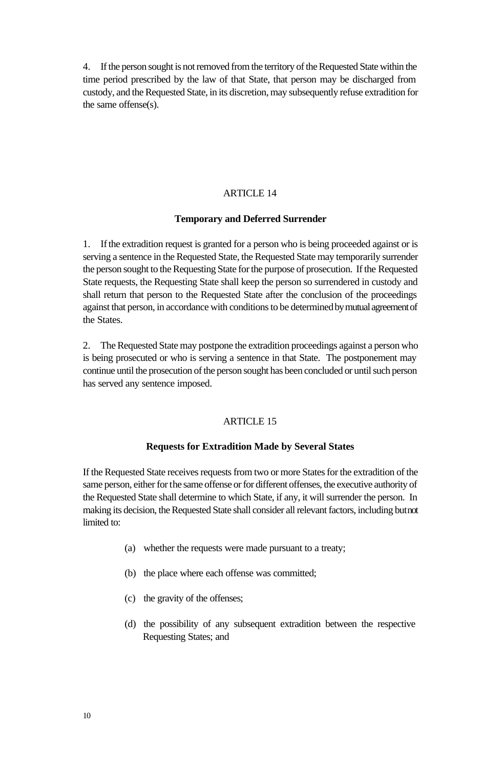4. If the person sought is not removed from the territory of the Requested State within the time period prescribed by the law of that State, that person may be discharged from custody, and the Requested State, in its discretion, may subsequently refuse extradition for the same offense(s).

## ARTICLE 14

### Temporary and Deferred Surrender

1. If the extradition request is granted for a person who is being proceeded against or is serving a sentence in the Requested State, the Requested State may temporarily surrender the person sought to the Requesting State for the purpose of prosecution. If the Requested State requests, the Requesting State shall keep the person so surrendered in custody and shall return that person to the Requested State after the conclusion of the proceedings against that person, in accordance with conditions to be determined by mutual agreement of the States.

2. The Requested State may postpone the extradition proceedings against a person who is being prosecuted or who is serving a sentence in that State. The postponement may continue until the prosecution of the person sought has been concluded or until such person has served any sentence imposed.

## ARTICLE 15

### Requests for Extradition Made by Several States

If the Requested State receives requests from two or more States for the extradition of the same person, either for the same offense or for different offenses, the executive authority of the Requested State shall determine to which State, if any, it will surrender the person. In making its decision, the Requested State shall consider all relevant factors, including but not limited to:

(a) whether the requests were made pursuant to a treaty;

(b) the place where each offense was committed;

(c) the gravity of the offenses;

(d) the possibility of any subsequent extradition between the respective Requesting States; and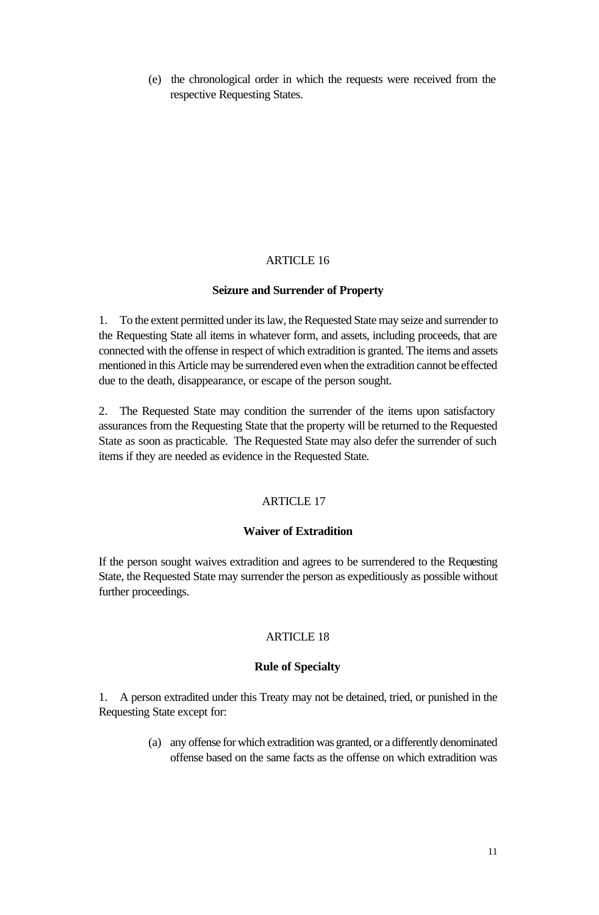(e) the chronological order in which the requests were received from the respective Requesting States.

## ARTICLE 16

### Seizure and Surrender of Property

1. To the extent permitted under its law, the Requested State may seize and surrender to the Requesting State all items in whatever form, and assets, including proceeds, that are connected with the offense in respect of which extradition is granted. The items and assets mentioned in this Article may be surrendered even when the extradition cannot be effected due to the death, disappearance, or escape of the person sought.

2. The Requested State may condition the surrender of the items upon satisfactory assurances from the Requesting State that the property will be returned to the Requested State as soon as practicable. The Requested State may also defer the surrender of such items if they are needed as evidence in the Requested State.

## ARTICLE 17

### Waiver of Extradition

If the person sought waives extradition and agrees to be surrendered to the Requesting State, the Requested State may surrender the person as expeditiously as possible without further proceedings.

## ARTICLE 18

### Rule of Specialty

1. A person extradited under this Treaty may not be detained, tried, or punished in the Requesting State except for:

   (a) any offense for which extradition was granted, or a differently denominated offense based on the same facts as the offense on which extradition was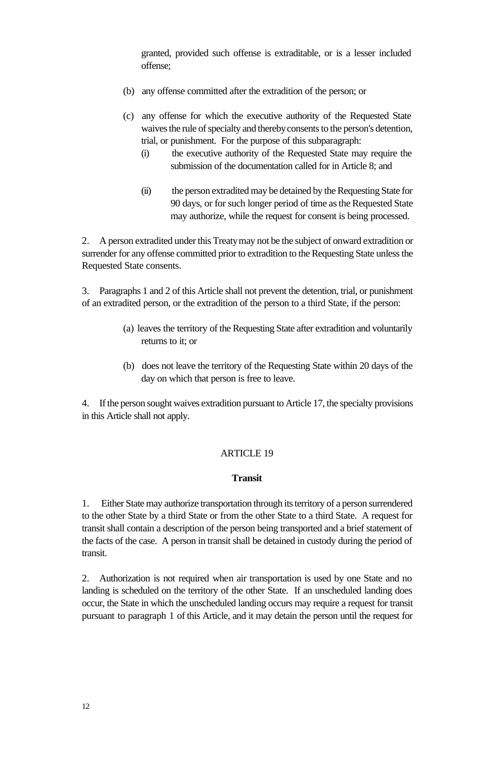granted, provided such offense is extraditable, or is a lesser included offense;

(b) any offense committed after the extradition of the person; or

(c) any offense for which the executive authority of the Requested State waives the rule of specialty and thereby consents to the person's detention, trial, or punishment. For the purpose of this subparagraph:

(i) the executive authority of the Requested State may require the submission of the documentation called for in Article 8; and

(ii) the person extradited may be detained by the Requesting State for 90 days, or for such longer period of time as the Requested State may authorize, while the request for consent is being processed.

2. A person extradited under this Treaty may not be the subject of onward extradition or surrender for any offense committed prior to extradition to the Requesting State unless the Requested State consents.

3. Paragraphs 1 and 2 of this Article shall not prevent the detention, trial, or punishment of an extradited person, or the extradition of the person to a third State, if the person:

(a) leaves the territory of the Requesting State after extradition and voluntarily returns to it; or

(b) does not leave the territory of the Requesting State within 20 days of the day on which that person is free to leave.

4. If the person sought waives extradition pursuant to Article 17, the specialty provisions in this Article shall not apply.

## ARTICLE 19

### Transit

1. Either State may authorize transportation through its territory of a person surrendered to the other State by a third State or from the other State to a third State. A request for transit shall contain a description of the person being transported and a brief statement of the facts of the case. A person in transit shall be detained in custody during the period of transit.

2. Authorization is not required when air transportation is used by one State and no landing is scheduled on the territory of the other State. If an unscheduled landing does occur, the State in which the unscheduled landing occurs may require a request for transit pursuant to paragraph 1 of this Article, and it may detain the person until the request for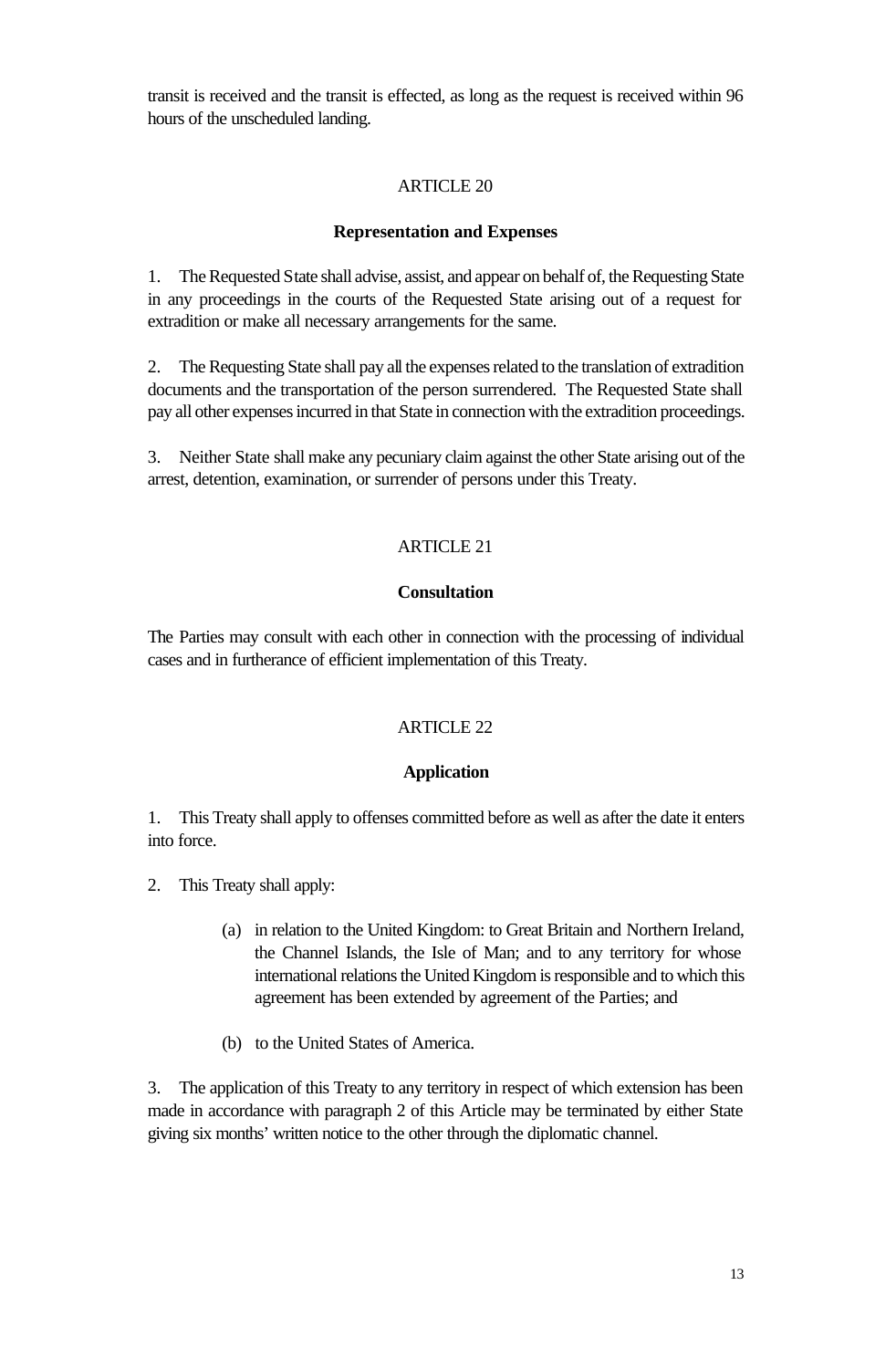transit is received and the transit is effected, as long as the request is received within 96 hours of the unscheduled landing.

## ARTICLE 20

### Representation and Expenses

1. The Requested State shall advise, assist, and appear on behalf of, the Requesting State in any proceedings in the courts of the Requested State arising out of a request for extradition or make all necessary arrangements for the same.

2. The Requesting State shall pay all the expenses related to the translation of extradition documents and the transportation of the person surrendered. The Requested State shall pay all other expenses incurred in that State in connection with the extradition proceedings.

3. Neither State shall make any pecuniary claim against the other State arising out of the arrest, detention, examination, or surrender of persons under this Treaty.

## ARTICLE 21

### Consultation

The Parties may consult with each other in connection with the processing of individual cases and in furtherance of efficient implementation of this Treaty.

## ARTICLE 22

### Application

1. This Treaty shall apply to offenses committed before as well as after the date it enters into force.

2. This Treaty shall apply:

   (a) in relation to the United Kingdom: to Great Britain and Northern Ireland, the Channel Islands, the Isle of Man; and to any territory for whose international relations the United Kingdom is responsible and to which this agreement has been extended by agreement of the Parties; and

   (b) to the United States of America.

3. The application of this Treaty to any territory in respect of which extension has been made in accordance with paragraph 2 of this Article may be terminated by either State giving six months' written notice to the other through the diplomatic channel.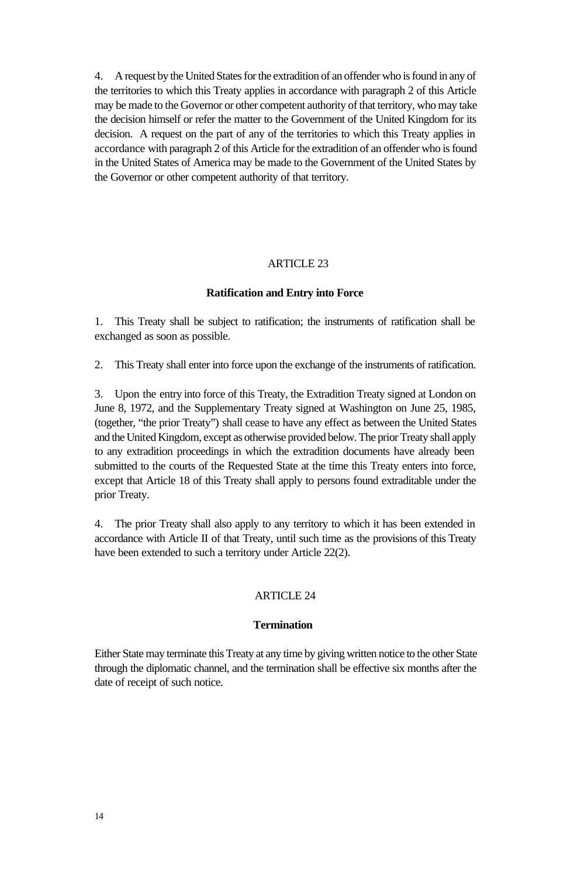4. A request by the United States for the extradition of an offender who is found in any of the territories to which this Treaty applies in accordance with paragraph 2 of this Article may be made to the Governor or other competent authority of that territory, who may take the decision himself or refer the matter to the Government of the United Kingdom for its decision. A request on the part of any of the territories to which this Treaty applies in accordance with paragraph 2 of this Article for the extradition of an offender who is found in the United States of America may be made to the Government of the United States by the Governor or other competent authority of that territory.

## ARTICLE 23

### Ratification and Entry into Force

1. This Treaty shall be subject to ratification; the instruments of ratification shall be exchanged as soon as possible.

2. This Treaty shall enter into force upon the exchange of the instruments of ratification.

3. Upon the entry into force of this Treaty, the Extradition Treaty signed at London on June 8, 1972, and the Supplementary Treaty signed at Washington on June 25, 1985, (together, "the prior Treaty") shall cease to have any effect as between the United States and the United Kingdom, except as otherwise provided below. The prior Treaty shall apply to any extradition proceedings in which the extradition documents have already been submitted to the courts of the Requested State at the time this Treaty enters into force, except that Article 18 of this Treaty shall apply to persons found extraditable under the prior Treaty.

4. The prior Treaty shall also apply to any territory to which it has been extended in accordance with Article II of that Treaty, until such time as the provisions of this Treaty have been extended to such a territory under Article 22(2).

## ARTICLE 24

### Termination

Either State may terminate this Treaty at any time by giving written notice to the other State through the diplomatic channel, and the termination shall be effective six months after the date of receipt of such notice.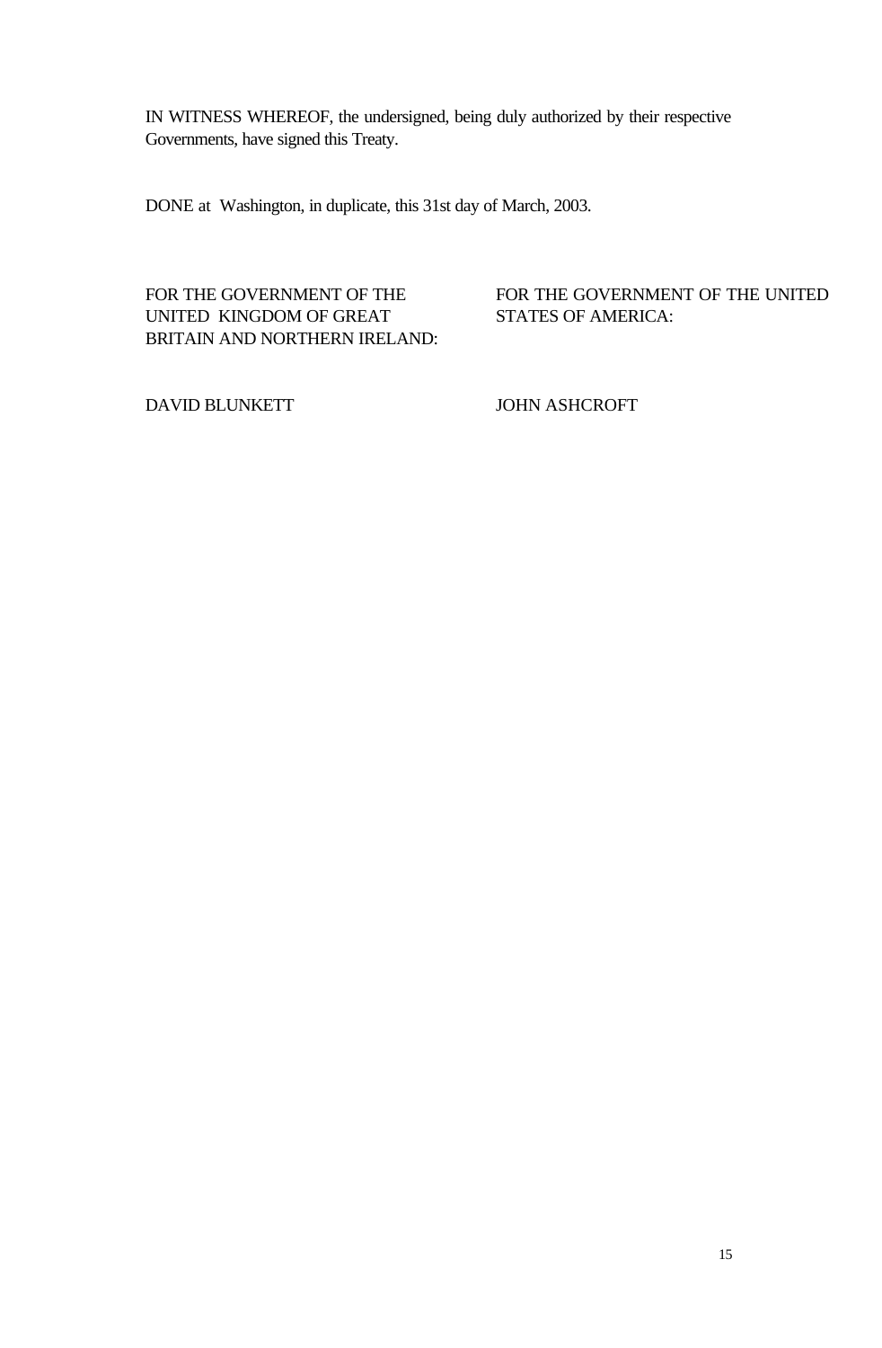IN WITNESS WHEREOF, the undersigned, being duly authorized by their respective Governments, have signed this Treaty.

DONE at Washington, in duplicate, this 31st day of March, 2003.

| | |
|---|---|
| FOR THE GOVERNMENT OF THE UNITED KINGDOM OF GREAT BRITAIN AND NORTHERN IRELAND: | FOR THE GOVERNMENT OF THE UNITED STATES OF AMERICA: |
| DAVID BLUNKETT | JOHN ASHCROFT |